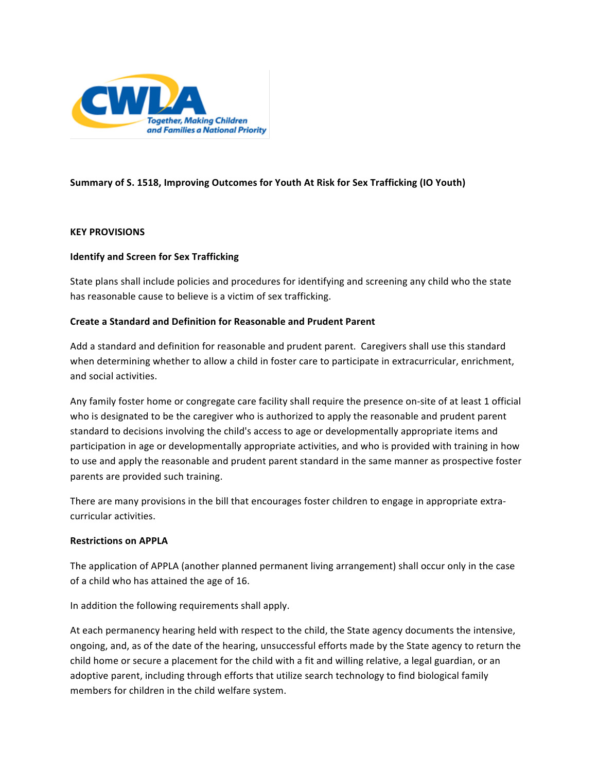**Summary of S. 1518, Improving Outcomes for Youth At Risk for Sex Trafficking (IO Youth)**

**KEY PROVISIONS**

**Identify and Screen for Sex Trafficking**

State plans shall include policies and procedures for identifying and screening any child who the state has reasonable cause to believe is a victim of sex trafficking.

**Create a Standard and Definition for Reasonable and Prudent Parent**

Add a standard and definition for reasonable and prudent parent. Caregivers shall use this standard when determining whether to allow a child in foster care to participate in extracurricular, enrichment, and social activities.

Any family foster home or congregate care facility shall require the presence on-site of at least 1 official who is designated to be the caregiver who is authorized to apply the reasonable and prudent parent standard to decisions involving the child's access to age or developmentally appropriate items and participation in age or developmentally appropriate activities, and who is provided with training in how to use and apply the reasonable and prudent parent standard in the same manner as prospective foster parents are provided such training.

There are many provisions in the bill that encourages foster children to engage in appropriate extra-curricular activities.

**Restrictions on APPLA**

The application of APPLA (another planned permanent living arrangement) shall occur only in the case of a child who has attained the age of 16.

In addition the following requirements shall apply.

At each permanency hearing held with respect to the child, the State agency documents the intensive, ongoing, and, as of the date of the hearing, unsuccessful efforts made by the State agency to return the child home or secure a placement for the child with a fit and willing relative, a legal guardian, or an adoptive parent, including through efforts that utilize search technology to find biological family members for children in the child welfare system.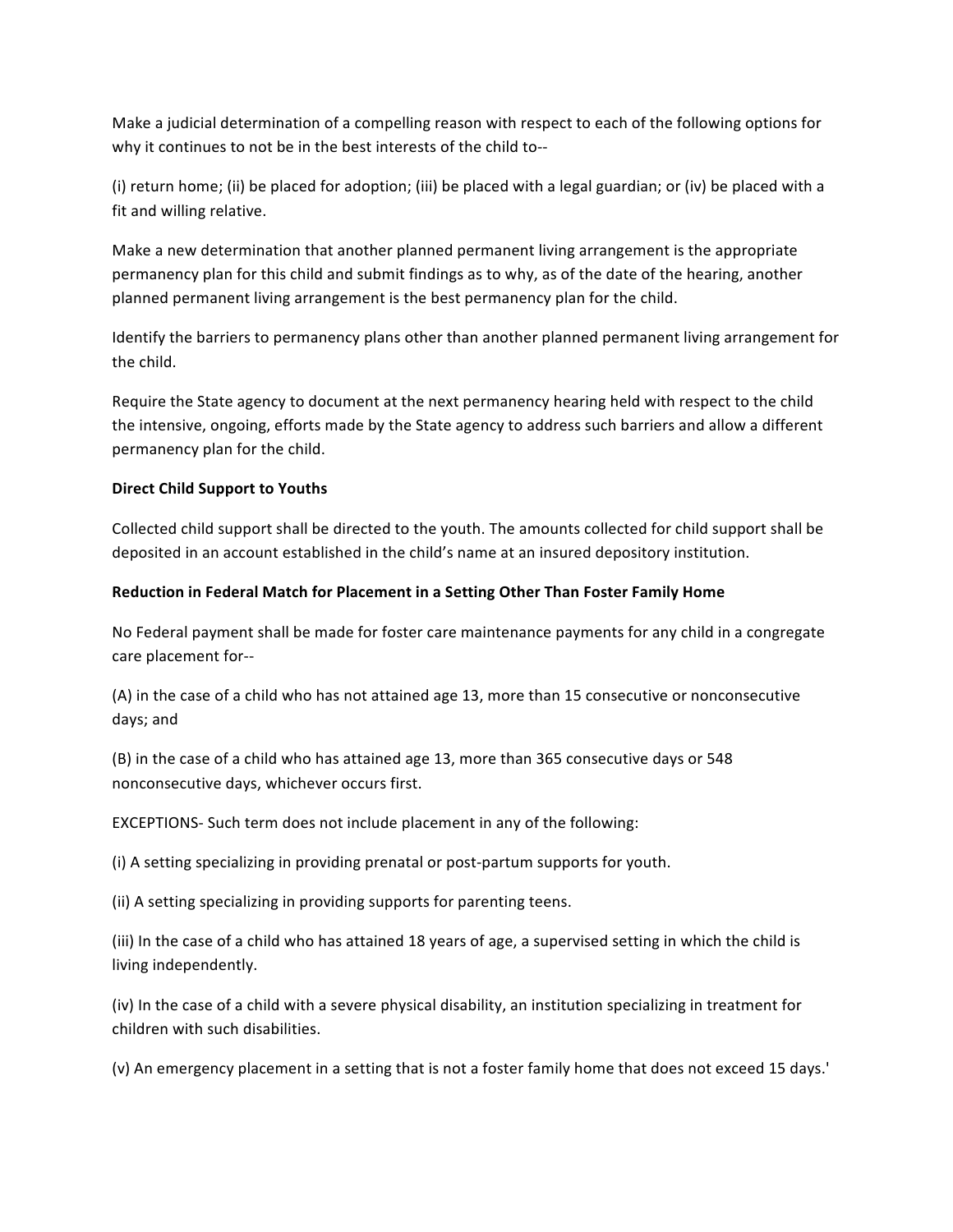Make a judicial determination of a compelling reason with respect to each of the following options for why it continues to not be in the best interests of the child to--

(i) return home; (ii) be placed for adoption; (iii) be placed with a legal guardian; or (iv) be placed with a fit and willing relative.

Make a new determination that another planned permanent living arrangement is the appropriate permanency plan for this child and submit findings as to why, as of the date of the hearing, another planned permanent living arrangement is the best permanency plan for the child.

Identify the barriers to permanency plans other than another planned permanent living arrangement for the child.

Require the State agency to document at the next permanency hearing held with respect to the child the intensive, ongoing, efforts made by the State agency to address such barriers and allow a different permanency plan for the child.

**Direct Child Support to Youths**

Collected child support shall be directed to the youth. The amounts collected for child support shall be deposited in an account established in the child's name at an insured depository institution.

**Reduction in Federal Match for Placement in a Setting Other Than Foster Family Home**

No Federal payment shall be made for foster care maintenance payments for any child in a congregate care placement for--

(A) in the case of a child who has not attained age 13, more than 15 consecutive or nonconsecutive days; and

(B) in the case of a child who has attained age 13, more than 365 consecutive days or 548 nonconsecutive days, whichever occurs first.

EXCEPTIONS- Such term does not include placement in any of the following:

(i) A setting specializing in providing prenatal or post-partum supports for youth.

(ii) A setting specializing in providing supports for parenting teens.

(iii) In the case of a child who has attained 18 years of age, a supervised setting in which the child is living independently.

(iv) In the case of a child with a severe physical disability, an institution specializing in treatment for children with such disabilities.

(v) An emergency placement in a setting that is not a foster family home that does not exceed 15 days.'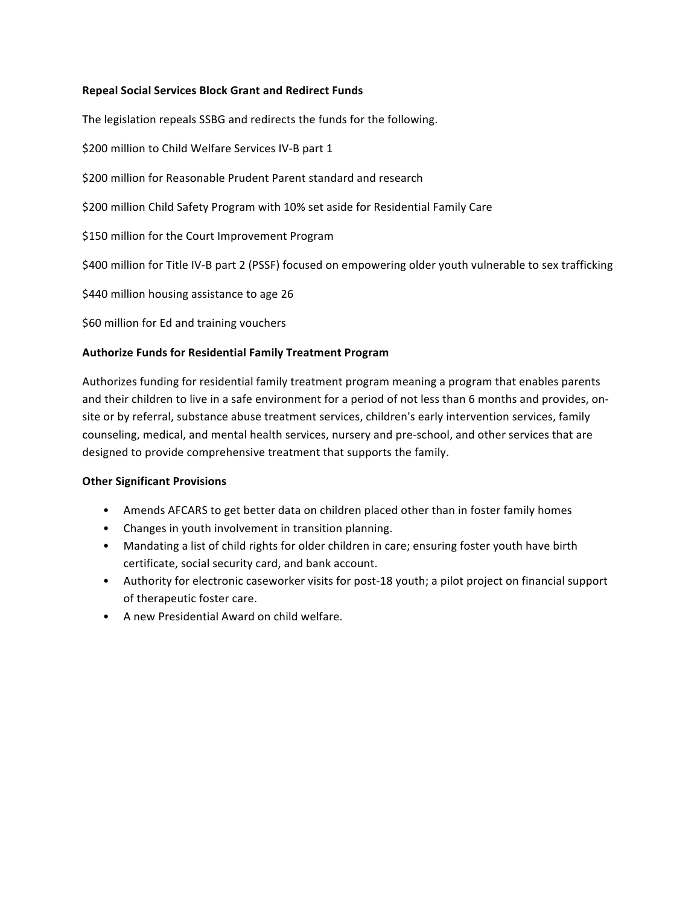**Repeal Social Services Block Grant and Redirect Funds**

The legislation repeals SSBG and redirects the funds for the following.

$200 million to Child Welfare Services IV-B part 1

$200 million for Reasonable Prudent Parent standard and research

$200 million Child Safety Program with 10% set aside for Residential Family Care

$150 million for the Court Improvement Program

$400 million for Title IV-B part 2 (PSSF) focused on empowering older youth vulnerable to sex trafficking

$440 million housing assistance to age 26

$60 million for Ed and training vouchers

**Authorize Funds for Residential Family Treatment Program**

Authorizes funding for residential family treatment program meaning a program that enables parents and their children to live in a safe environment for a period of not less than 6 months and provides, on-site or by referral, substance abuse treatment services, children's early intervention services, family counseling, medical, and mental health services, nursery and pre-school, and other services that are designed to provide comprehensive treatment that supports the family.

**Other Significant Provisions**

- Amends AFCARS to get better data on children placed other than in foster family homes
- Changes in youth involvement in transition planning.
- Mandating a list of child rights for older children in care; ensuring foster youth have birth certificate, social security card, and bank account.
- Authority for electronic caseworker visits for post-18 youth; a pilot project on financial support of therapeutic foster care.
- A new Presidential Award on child welfare.